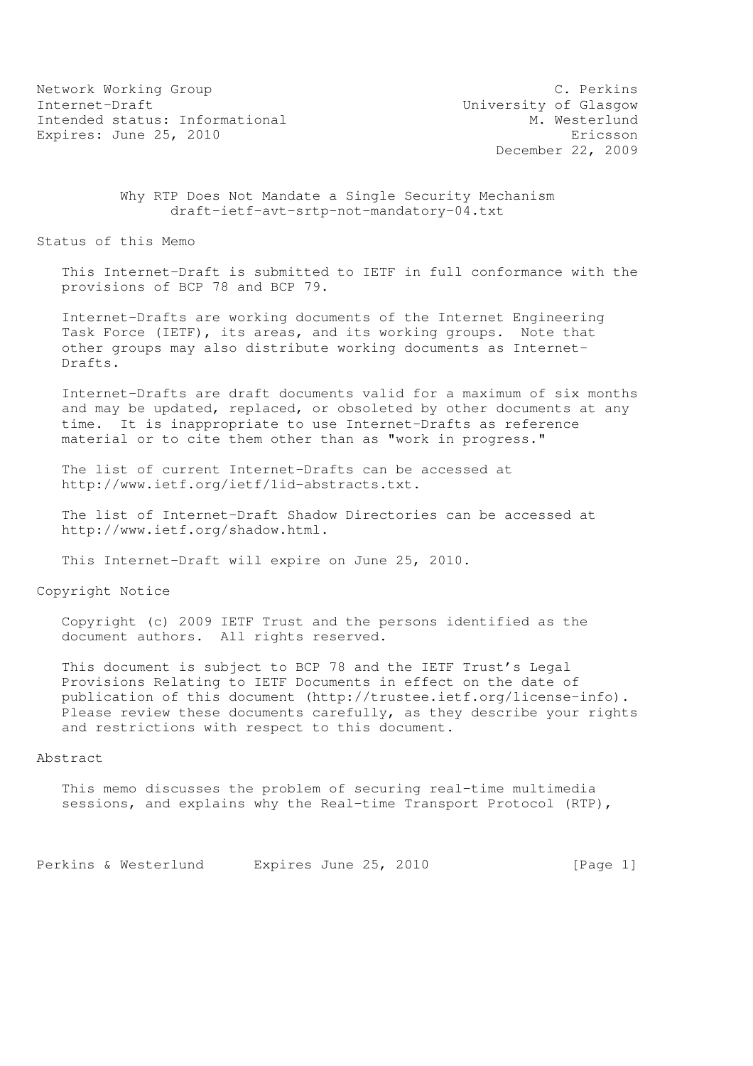Network Working Group C. Perkins
Internet-Draft University of Glasgow
Intended status: Informational M. Westerlund
Expires: June 25, 2010 Ericsson
December 22, 2009

# Why RTP Does Not Mandate a Single Security Mechanism
draft-ietf-avt-srtp-not-mandatory-04.txt

## Status of this Memo

This Internet-Draft is submitted to IETF in full conformance with the provisions of BCP 78 and BCP 79.

Internet-Drafts are working documents of the Internet Engineering Task Force (IETF), its areas, and its working groups. Note that other groups may also distribute working documents as Internet-Drafts.

Internet-Drafts are draft documents valid for a maximum of six months and may be updated, replaced, or obsoleted by other documents at any time. It is inappropriate to use Internet-Drafts as reference material or to cite them other than as "work in progress."

The list of current Internet-Drafts can be accessed at http://www.ietf.org/ietf/1id-abstracts.txt.

The list of Internet-Draft Shadow Directories can be accessed at http://www.ietf.org/shadow.html.

This Internet-Draft will expire on June 25, 2010.

## Copyright Notice

Copyright (c) 2009 IETF Trust and the persons identified as the document authors. All rights reserved.

This document is subject to BCP 78 and the IETF Trust's Legal Provisions Relating to IETF Documents in effect on the date of publication of this document (http://trustee.ietf.org/license-info). Please review these documents carefully, as they describe your rights and restrictions with respect to this document.

## Abstract

This memo discusses the problem of securing real-time multimedia sessions, and explains why the Real-time Transport Protocol (RTP),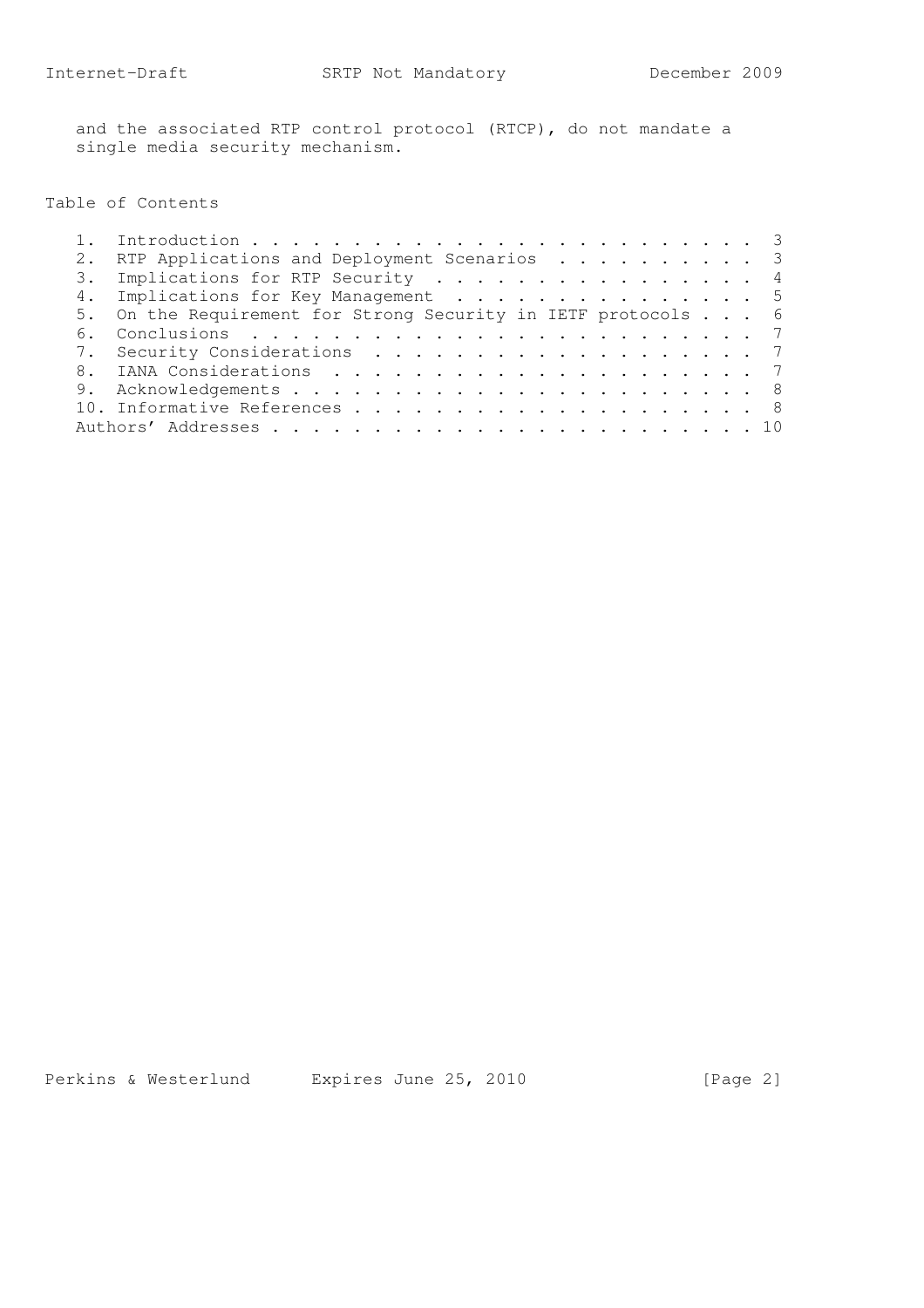and the associated RTP control protocol (RTCP), do not mandate a single media security mechanism.

## Table of Contents

1. Introduction . . . . . . . . . . . . . . . . . . . . . . . . . 3
2. RTP Applications and Deployment Scenarios . . . . . . . . . . 3
3. Implications for RTP Security . . . . . . . . . . . . . . . . 4
4. Implications for Key Management . . . . . . . . . . . . . . . 5
5. On the Requirement for Strong Security in IETF protocols . . . 6
6. Conclusions . . . . . . . . . . . . . . . . . . . . . . . . . 7
7. Security Considerations . . . . . . . . . . . . . . . . . . . 7
8. IANA Considerations . . . . . . . . . . . . . . . . . . . . . 7
9. Acknowledgements . . . . . . . . . . . . . . . . . . . . . . . 8
10. Informative References . . . . . . . . . . . . . . . . . . . . 8

Authors' Addresses . . . . . . . . . . . . . . . . . . . . . . . . 10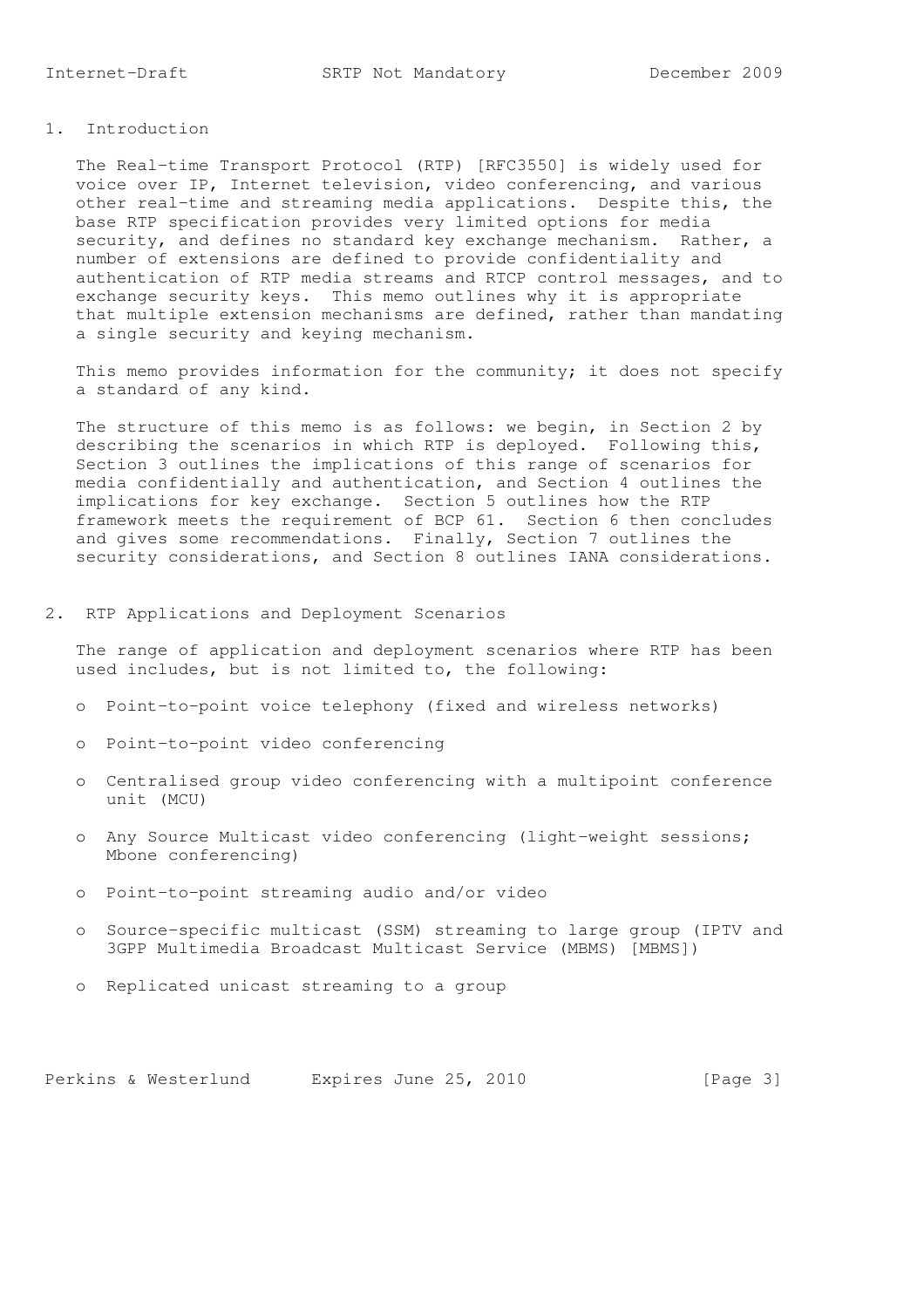# 1. Introduction

The Real-time Transport Protocol (RTP) [RFC3550] is widely used for voice over IP, Internet television, video conferencing, and various other real-time and streaming media applications. Despite this, the base RTP specification provides very limited options for media security, and defines no standard key exchange mechanism. Rather, a number of extensions are defined to provide confidentiality and authentication of RTP media streams and RTCP control messages, and to exchange security keys. This memo outlines why it is appropriate that multiple extension mechanisms are defined, rather than mandating a single security and keying mechanism.

This memo provides information for the community; it does not specify a standard of any kind.

The structure of this memo is as follows: we begin, in Section 2 by describing the scenarios in which RTP is deployed. Following this, Section 3 outlines the implications of this range of scenarios for media confidentially and authentication, and Section 4 outlines the implications for key exchange. Section 5 outlines how the RTP framework meets the requirement of BCP 61. Section 6 then concludes and gives some recommendations. Finally, Section 7 outlines the security considerations, and Section 8 outlines IANA considerations.

# 2. RTP Applications and Deployment Scenarios

The range of application and deployment scenarios where RTP has been used includes, but is not limited to, the following:

- Point-to-point voice telephony (fixed and wireless networks)
- Point-to-point video conferencing
- Centralised group video conferencing with a multipoint conference unit (MCU)
- Any Source Multicast video conferencing (light-weight sessions; Mbone conferencing)
- Point-to-point streaming audio and/or video
- Source-specific multicast (SSM) streaming to large group (IPTV and 3GPP Multimedia Broadcast Multicast Service (MBMS) [MBMS])
- Replicated unicast streaming to a group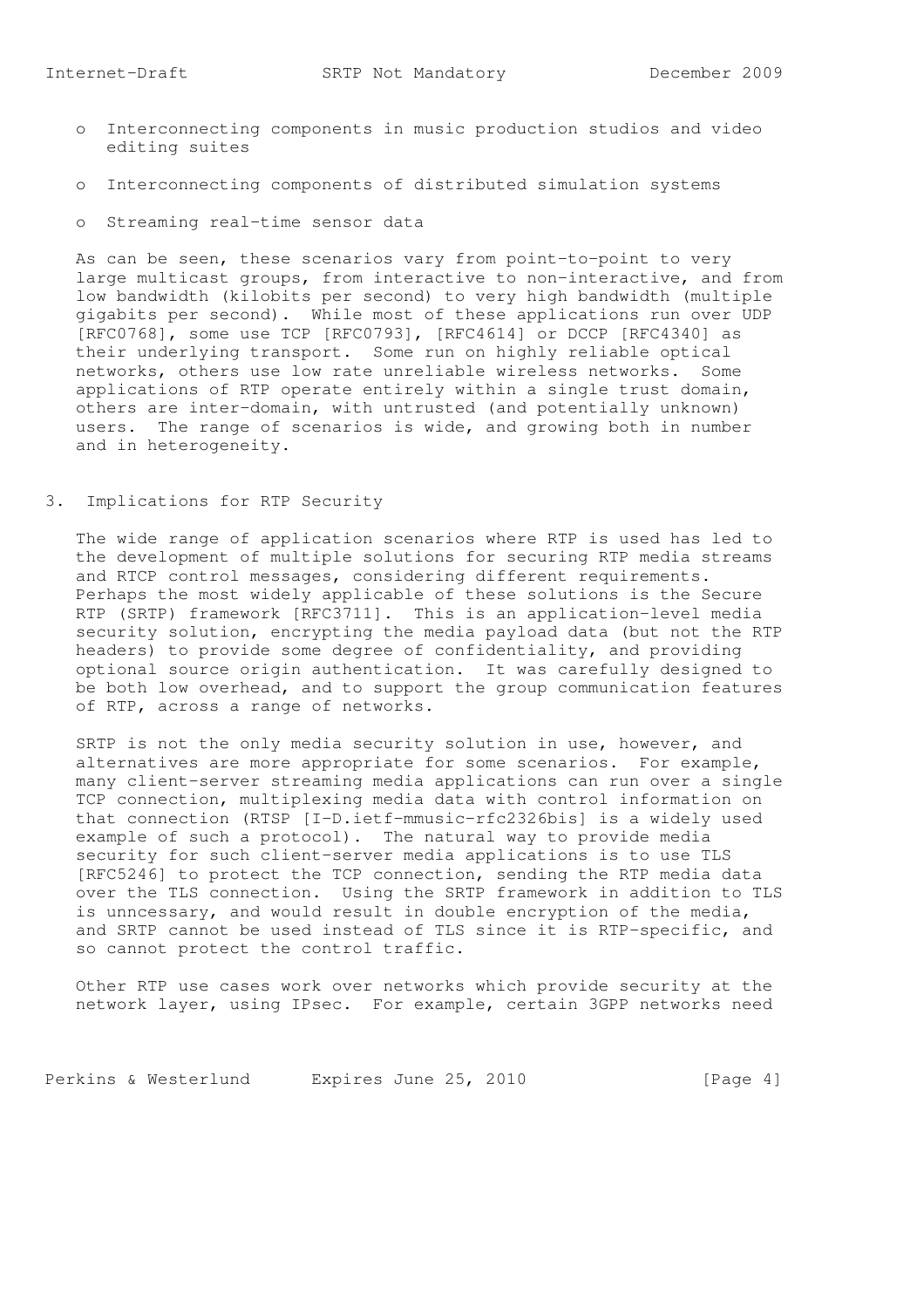- Interconnecting components in music production studios and video editing suites
- Interconnecting components of distributed simulation systems
- Streaming real-time sensor data

As can be seen, these scenarios vary from point-to-point to very large multicast groups, from interactive to non-interactive, and from low bandwidth (kilobits per second) to very high bandwidth (multiple gigabits per second). While most of these applications run over UDP [RFC0768], some use TCP [RFC0793], [RFC4614] or DCCP [RFC4340] as their underlying transport. Some run on highly reliable optical networks, others use low rate unreliable wireless networks. Some applications of RTP operate entirely within a single trust domain, others are inter-domain, with untrusted (and potentially unknown) users. The range of scenarios is wide, and growing both in number and in heterogeneity.

## 3. Implications for RTP Security

The wide range of application scenarios where RTP is used has led to the development of multiple solutions for securing RTP media streams and RTCP control messages, considering different requirements. Perhaps the most widely applicable of these solutions is the Secure RTP (SRTP) framework [RFC3711]. This is an application-level media security solution, encrypting the media payload data (but not the RTP headers) to provide some degree of confidentiality, and providing optional source origin authentication. It was carefully designed to be both low overhead, and to support the group communication features of RTP, across a range of networks.

SRTP is not the only media security solution in use, however, and alternatives are more appropriate for some scenarios. For example, many client-server streaming media applications can run over a single TCP connection, multiplexing media data with control information on that connection (RTSP [I-D.ietf-mmusic-rfc2326bis] is a widely used example of such a protocol). The natural way to provide media security for such client-server media applications is to use TLS [RFC5246] to protect the TCP connection, sending the RTP media data over the TLS connection. Using the SRTP framework in addition to TLS is unncessary, and would result in double encryption of the media, and SRTP cannot be used instead of TLS since it is RTP-specific, and so cannot protect the control traffic.

Other RTP use cases work over networks which provide security at the network layer, using IPsec. For example, certain 3GPP networks need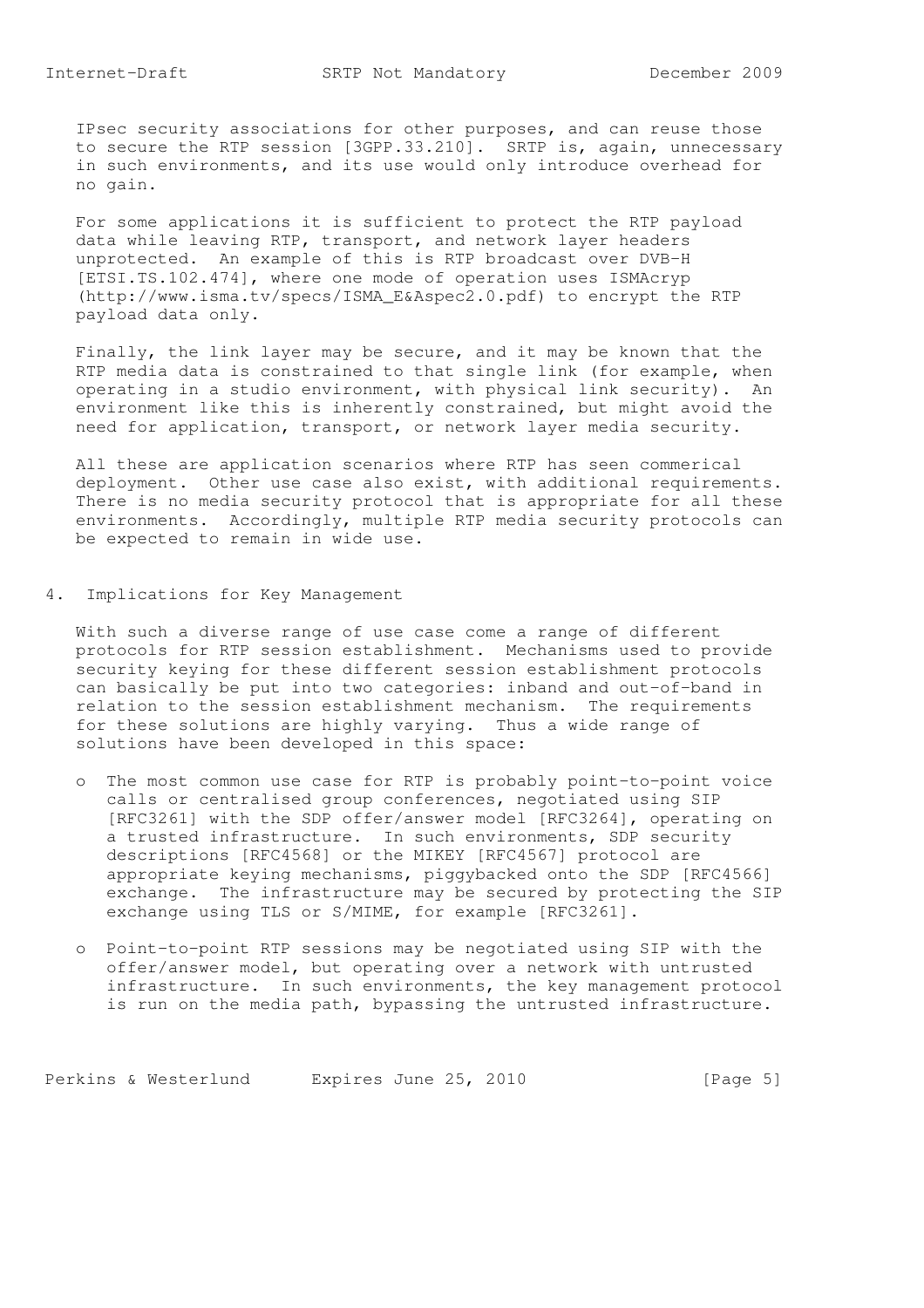IPsec security associations for other purposes, and can reuse those to secure the RTP session [3GPP.33.210]. SRTP is, again, unnecessary in such environments, and its use would only introduce overhead for no gain.

For some applications it is sufficient to protect the RTP payload data while leaving RTP, transport, and network layer headers unprotected. An example of this is RTP broadcast over DVB-H [ETSI.TS.102.474], where one mode of operation uses ISMAcryp (http://www.isma.tv/specs/ISMA_E&Aspec2.0.pdf) to encrypt the RTP payload data only.

Finally, the link layer may be secure, and it may be known that the RTP media data is constrained to that single link (for example, when operating in a studio environment, with physical link security). An environment like this is inherently constrained, but might avoid the need for application, transport, or network layer media security.

All these are application scenarios where RTP has seen commerical deployment. Other use case also exist, with additional requirements. There is no media security protocol that is appropriate for all these environments. Accordingly, multiple RTP media security protocols can be expected to remain in wide use.

## 4. Implications for Key Management

With such a diverse range of use case come a range of different protocols for RTP session establishment. Mechanisms used to provide security keying for these different session establishment protocols can basically be put into two categories: inband and out-of-band in relation to the session establishment mechanism. The requirements for these solutions are highly varying. Thus a wide range of solutions have been developed in this space:

- The most common use case for RTP is probably point-to-point voice calls or centralised group conferences, negotiated using SIP [RFC3261] with the SDP offer/answer model [RFC3264], operating on a trusted infrastructure. In such environments, SDP security descriptions [RFC4568] or the MIKEY [RFC4567] protocol are appropriate keying mechanisms, piggybacked onto the SDP [RFC4566] exchange. The infrastructure may be secured by protecting the SIP exchange using TLS or S/MIME, for example [RFC3261].

- Point-to-point RTP sessions may be negotiated using SIP with the offer/answer model, but operating over a network with untrusted infrastructure. In such environments, the key management protocol is run on the media path, bypassing the untrusted infrastructure.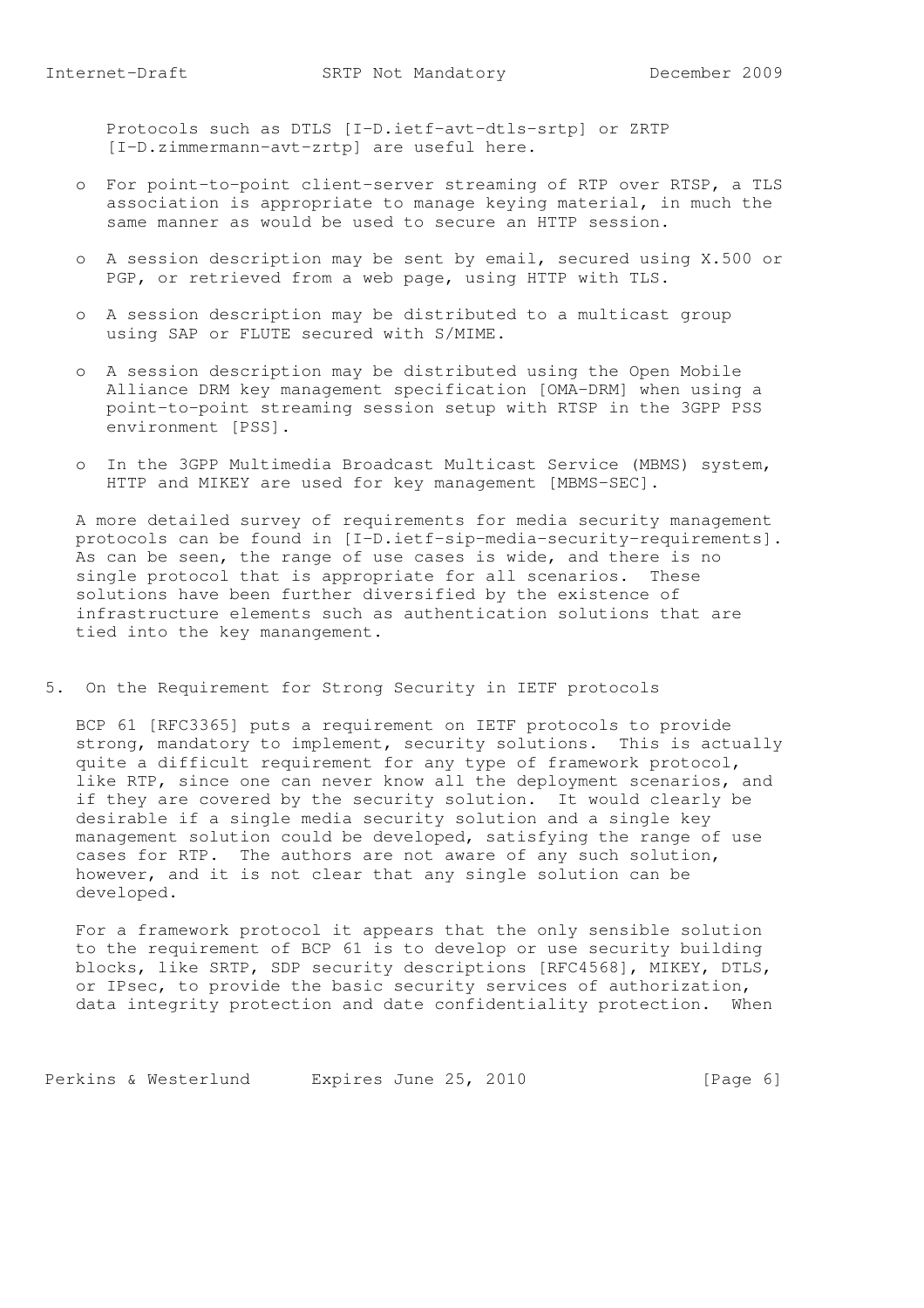Protocols such as DTLS [I-D.ietf-avt-dtls-srtp] or ZRTP [I-D.zimmermann-avt-zrtp] are useful here.

- For point-to-point client-server streaming of RTP over RTSP, a TLS association is appropriate to manage keying material, in much the same manner as would be used to secure an HTTP session.
- A session description may be sent by email, secured using X.500 or PGP, or retrieved from a web page, using HTTP with TLS.
- A session description may be distributed to a multicast group using SAP or FLUTE secured with S/MIME.
- A session description may be distributed using the Open Mobile Alliance DRM key management specification [OMA-DRM] when using a point-to-point streaming session setup with RTSP in the 3GPP PSS environment [PSS].
- In the 3GPP Multimedia Broadcast Multicast Service (MBMS) system, HTTP and MIKEY are used for key management [MBMS-SEC].

A more detailed survey of requirements for media security management protocols can be found in [I-D.ietf-sip-media-security-requirements]. As can be seen, the range of use cases is wide, and there is no single protocol that is appropriate for all scenarios. These solutions have been further diversified by the existence of infrastructure elements such as authentication solutions that are tied into the key manangement.

## 5. On the Requirement for Strong Security in IETF protocols

BCP 61 [RFC3365] puts a requirement on IETF protocols to provide strong, mandatory to implement, security solutions. This is actually quite a difficult requirement for any type of framework protocol, like RTP, since one can never know all the deployment scenarios, and if they are covered by the security solution. It would clearly be desirable if a single media security solution and a single key management solution could be developed, satisfying the range of use cases for RTP. The authors are not aware of any such solution, however, and it is not clear that any single solution can be developed.

For a framework protocol it appears that the only sensible solution to the requirement of BCP 61 is to develop or use security building blocks, like SRTP, SDP security descriptions [RFC4568], MIKEY, DTLS, or IPsec, to provide the basic security services of authorization, data integrity protection and date confidentiality protection. When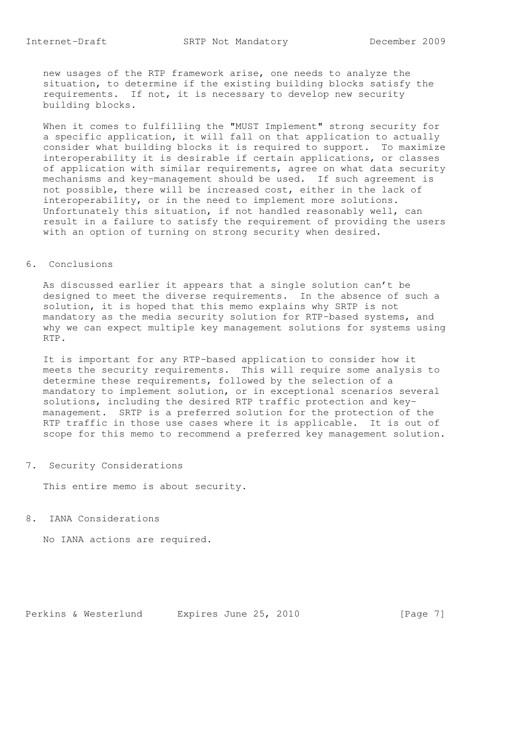new usages of the RTP framework arise, one needs to analyze the situation, to determine if the existing building blocks satisfy the requirements. If not, it is necessary to develop new security building blocks.

When it comes to fulfilling the "MUST Implement" strong security for a specific application, it will fall on that application to actually consider what building blocks it is required to support. To maximize interoperability it is desirable if certain applications, or classes of application with similar requirements, agree on what data security mechanisms and key-management should be used. If such agreement is not possible, there will be increased cost, either in the lack of interoperability, or in the need to implement more solutions. Unfortunately this situation, if not handled reasonably well, can result in a failure to satisfy the requirement of providing the users with an option of turning on strong security when desired.

## 6. Conclusions

As discussed earlier it appears that a single solution can't be designed to meet the diverse requirements. In the absence of such a solution, it is hoped that this memo explains why SRTP is not mandatory as the media security solution for RTP-based systems, and why we can expect multiple key management solutions for systems using RTP.

It is important for any RTP-based application to consider how it meets the security requirements. This will require some analysis to determine these requirements, followed by the selection of a mandatory to implement solution, or in exceptional scenarios several solutions, including the desired RTP traffic protection and key-management. SRTP is a preferred solution for the protection of the RTP traffic in those use cases where it is applicable. It is out of scope for this memo to recommend a preferred key management solution.

## 7. Security Considerations

This entire memo is about security.

## 8. IANA Considerations

No IANA actions are required.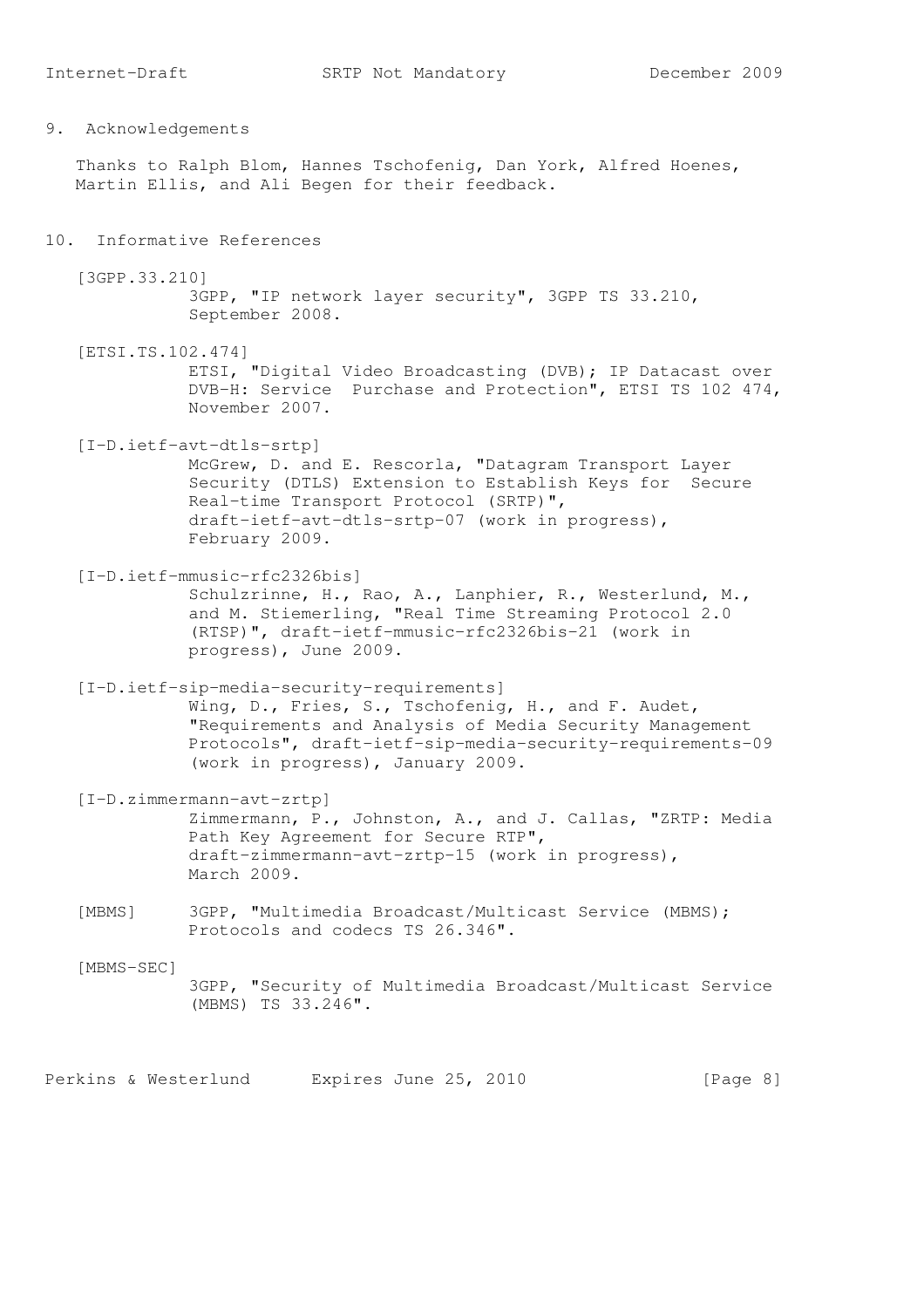## 9. Acknowledgements

Thanks to Ralph Blom, Hannes Tschofenig, Dan York, Alfred Hoenes, Martin Ellis, and Ali Begen for their feedback.

## 10. Informative References

[3GPP.33.210]
3GPP, "IP network layer security", 3GPP TS 33.210, September 2008.

[ETSI.TS.102.474]
ETSI, "Digital Video Broadcasting (DVB); IP Datacast over DVB-H: Service Purchase and Protection", ETSI TS 102 474, November 2007.

[I-D.ietf-avt-dtls-srtp]
McGrew, D. and E. Rescorla, "Datagram Transport Layer Security (DTLS) Extension to Establish Keys for Secure Real-time Transport Protocol (SRTP)", draft-ietf-avt-dtls-srtp-07 (work in progress), February 2009.

[I-D.ietf-mmusic-rfc2326bis]
Schulzrinne, H., Rao, A., Lanphier, R., Westerlund, M., and M. Stiemerling, "Real Time Streaming Protocol 2.0 (RTSP)", draft-ietf-mmusic-rfc2326bis-21 (work in progress), June 2009.

[I-D.ietf-sip-media-security-requirements]
Wing, D., Fries, S., Tschofenig, H., and F. Audet, "Requirements and Analysis of Media Security Management Protocols", draft-ietf-sip-media-security-requirements-09 (work in progress), January 2009.

[I-D.zimmermann-avt-zrtp]
Zimmermann, P., Johnston, A., and J. Callas, "ZRTP: Media Path Key Agreement for Secure RTP", draft-zimmermann-avt-zrtp-15 (work in progress), March 2009.

[MBMS]
3GPP, "Multimedia Broadcast/Multicast Service (MBMS); Protocols and codecs TS 26.346".

[MBMS-SEC]
3GPP, "Security of Multimedia Broadcast/Multicast Service (MBMS) TS 33.246".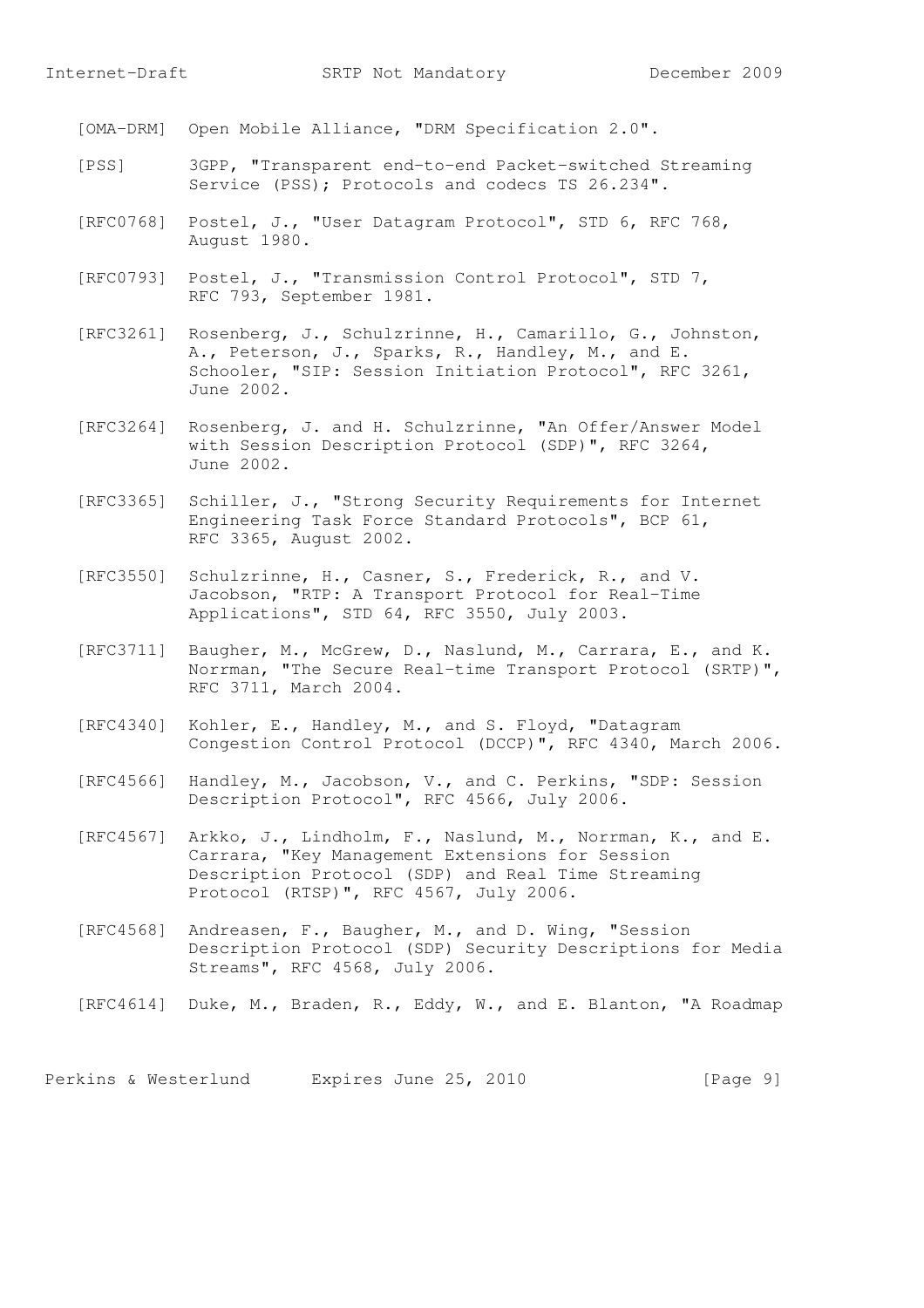[OMA-DRM] Open Mobile Alliance, "DRM Specification 2.0".

[PSS] 3GPP, "Transparent end-to-end Packet-switched Streaming Service (PSS); Protocols and codecs TS 26.234".

[RFC0768] Postel, J., "User Datagram Protocol", STD 6, RFC 768, August 1980.

[RFC0793] Postel, J., "Transmission Control Protocol", STD 7, RFC 793, September 1981.

[RFC3261] Rosenberg, J., Schulzrinne, H., Camarillo, G., Johnston, A., Peterson, J., Sparks, R., Handley, M., and E. Schooler, "SIP: Session Initiation Protocol", RFC 3261, June 2002.

[RFC3264] Rosenberg, J. and H. Schulzrinne, "An Offer/Answer Model with Session Description Protocol (SDP)", RFC 3264, June 2002.

[RFC3365] Schiller, J., "Strong Security Requirements for Internet Engineering Task Force Standard Protocols", BCP 61, RFC 3365, August 2002.

[RFC3550] Schulzrinne, H., Casner, S., Frederick, R., and V. Jacobson, "RTP: A Transport Protocol for Real-Time Applications", STD 64, RFC 3550, July 2003.

[RFC3711] Baugher, M., McGrew, D., Naslund, M., Carrara, E., and K. Norrman, "The Secure Real-time Transport Protocol (SRTP)", RFC 3711, March 2004.

[RFC4340] Kohler, E., Handley, M., and S. Floyd, "Datagram Congestion Control Protocol (DCCP)", RFC 4340, March 2006.

[RFC4566] Handley, M., Jacobson, V., and C. Perkins, "SDP: Session Description Protocol", RFC 4566, July 2006.

[RFC4567] Arkko, J., Lindholm, F., Naslund, M., Norrman, K., and E. Carrara, "Key Management Extensions for Session Description Protocol (SDP) and Real Time Streaming Protocol (RTSP)", RFC 4567, July 2006.

[RFC4568] Andreasen, F., Baugher, M., and D. Wing, "Session Description Protocol (SDP) Security Descriptions for Media Streams", RFC 4568, July 2006.

[RFC4614] Duke, M., Braden, R., Eddy, W., and E. Blanton, "A Roadmap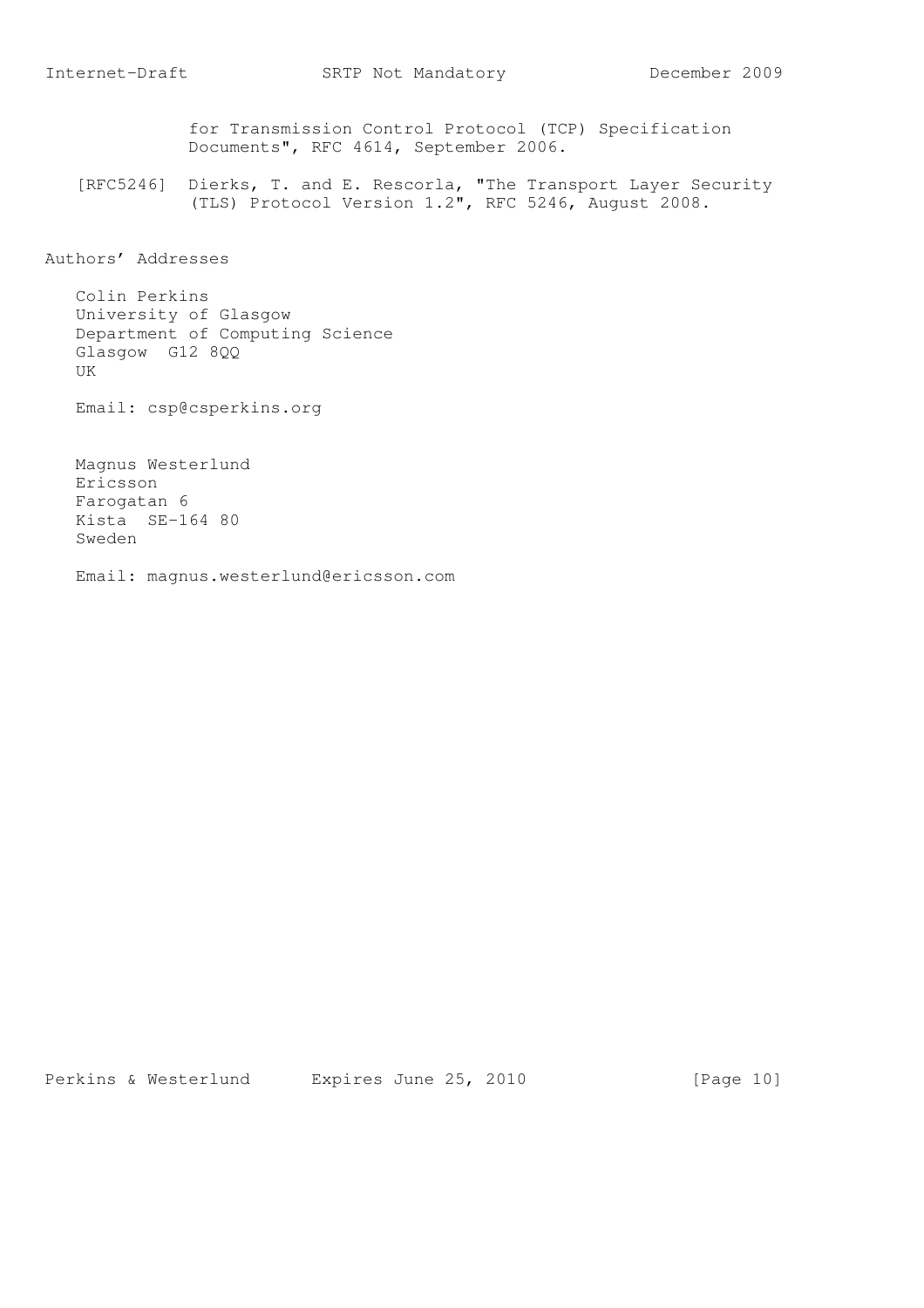for Transmission Control Protocol (TCP) Specification Documents", RFC 4614, September 2006.

[RFC5246] Dierks, T. and E. Rescorla, "The Transport Layer Security (TLS) Protocol Version 1.2", RFC 5246, August 2008.

## Authors' Addresses

Colin Perkins
University of Glasgow
Department of Computing Science
Glasgow G12 8QQ
UK

Email: csp@csperkins.org

Magnus Westerlund
Ericsson
Farogatan 6
Kista SE-164 80
Sweden

Email: magnus.westerlund@ericsson.com